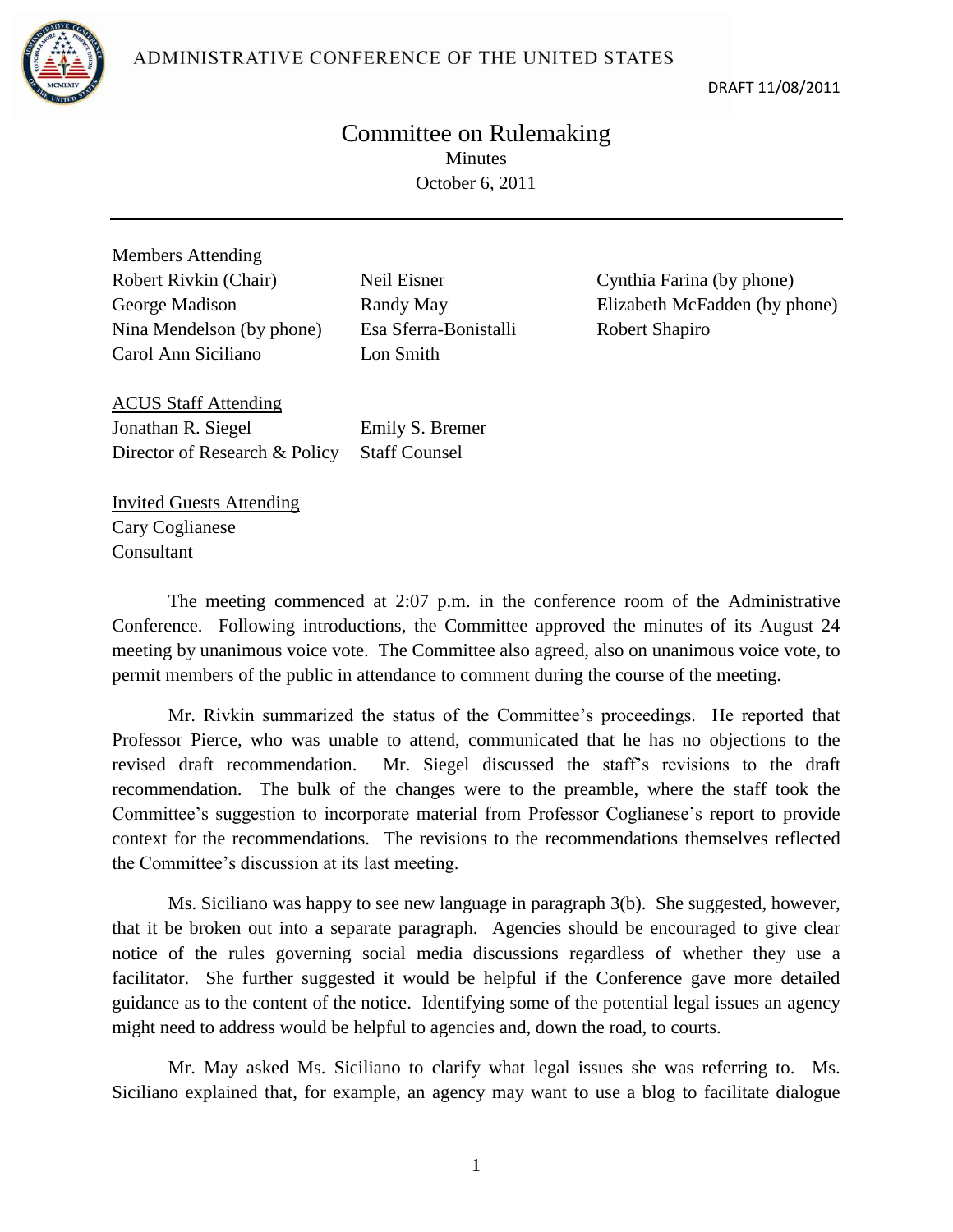ADMINISTRATIVE CONFERENCE OF THE UNITED STATES

DRAFT 11/08/2011

# Committee on Rulemaking

Minutes

October 6, 2011

---

Members Attending

Robert Rivkin (Chair)
George Madison
Nina Mendelson (by phone)
Carol Ann Siciliano
Neil Eisner
Randy May
Esa Sferra-Bonistalli
Lon Smith
Cynthia Farina (by phone)
Elizabeth McFadden (by phone)
Robert Shapiro

ACUS Staff Attending

Jonathan R. Siegel, Director of Research & Policy
Emily S. Bremer, Staff Counsel

Invited Guests Attending

Cary Coglianese, Consultant

The meeting commenced at 2:07 p.m. in the conference room of the Administrative Conference. Following introductions, the Committee approved the minutes of its August 24 meeting by unanimous voice vote. The Committee also agreed, also on unanimous voice vote, to permit members of the public in attendance to comment during the course of the meeting.

Mr. Rivkin summarized the status of the Committee's proceedings. He reported that Professor Pierce, who was unable to attend, communicated that he has no objections to the revised draft recommendation. Mr. Siegel discussed the staff's revisions to the draft recommendation. The bulk of the changes were to the preamble, where the staff took the Committee's suggestion to incorporate material from Professor Coglianese's report to provide context for the recommendations. The revisions to the recommendations themselves reflected the Committee's discussion at its last meeting.

Ms. Siciliano was happy to see new language in paragraph 3(b). She suggested, however, that it be broken out into a separate paragraph. Agencies should be encouraged to give clear notice of the rules governing social media discussions regardless of whether they use a facilitator. She further suggested it would be helpful if the Conference gave more detailed guidance as to the content of the notice. Identifying some of the potential legal issues an agency might need to address would be helpful to agencies and, down the road, to courts.

Mr. May asked Ms. Siciliano to clarify what legal issues she was referring to. Ms. Siciliano explained that, for example, an agency may want to use a blog to facilitate dialogue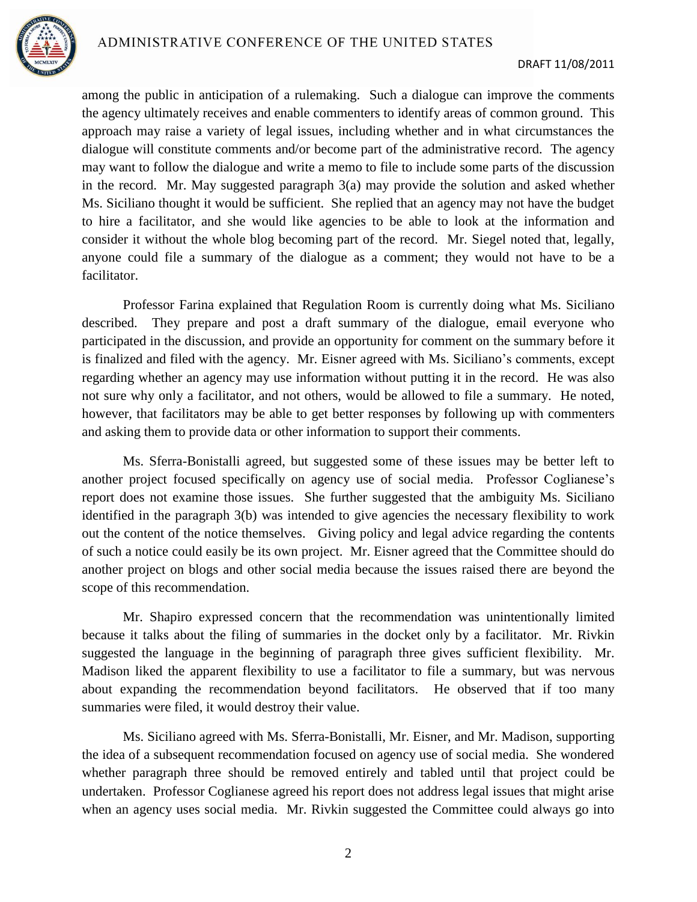among the public in anticipation of a rulemaking. Such a dialogue can improve the comments the agency ultimately receives and enable commenters to identify areas of common ground. This approach may raise a variety of legal issues, including whether and in what circumstances the dialogue will constitute comments and/or become part of the administrative record. The agency may want to follow the dialogue and write a memo to file to include some parts of the discussion in the record. Mr. May suggested paragraph 3(a) may provide the solution and asked whether Ms. Siciliano thought it would be sufficient. She replied that an agency may not have the budget to hire a facilitator, and she would like agencies to be able to look at the information and consider it without the whole blog becoming part of the record. Mr. Siegel noted that, legally, anyone could file a summary of the dialogue as a comment; they would not have to be a facilitator.

Professor Farina explained that Regulation Room is currently doing what Ms. Siciliano described. They prepare and post a draft summary of the dialogue, email everyone who participated in the discussion, and provide an opportunity for comment on the summary before it is finalized and filed with the agency. Mr. Eisner agreed with Ms. Siciliano's comments, except regarding whether an agency may use information without putting it in the record. He was also not sure why only a facilitator, and not others, would be allowed to file a summary. He noted, however, that facilitators may be able to get better responses by following up with commenters and asking them to provide data or other information to support their comments.

Ms. Sferra-Bonistalli agreed, but suggested some of these issues may be better left to another project focused specifically on agency use of social media. Professor Coglianese's report does not examine those issues. She further suggested that the ambiguity Ms. Siciliano identified in the paragraph 3(b) was intended to give agencies the necessary flexibility to work out the content of the notice themselves. Giving policy and legal advice regarding the contents of such a notice could easily be its own project. Mr. Eisner agreed that the Committee should do another project on blogs and other social media because the issues raised there are beyond the scope of this recommendation.

Mr. Shapiro expressed concern that the recommendation was unintentionally limited because it talks about the filing of summaries in the docket only by a facilitator. Mr. Rivkin suggested the language in the beginning of paragraph three gives sufficient flexibility. Mr. Madison liked the apparent flexibility to use a facilitator to file a summary, but was nervous about expanding the recommendation beyond facilitators. He observed that if too many summaries were filed, it would destroy their value.

Ms. Siciliano agreed with Ms. Sferra-Bonistalli, Mr. Eisner, and Mr. Madison, supporting the idea of a subsequent recommendation focused on agency use of social media. She wondered whether paragraph three should be removed entirely and tabled until that project could be undertaken. Professor Coglianese agreed his report does not address legal issues that might arise when an agency uses social media. Mr. Rivkin suggested the Committee could always go into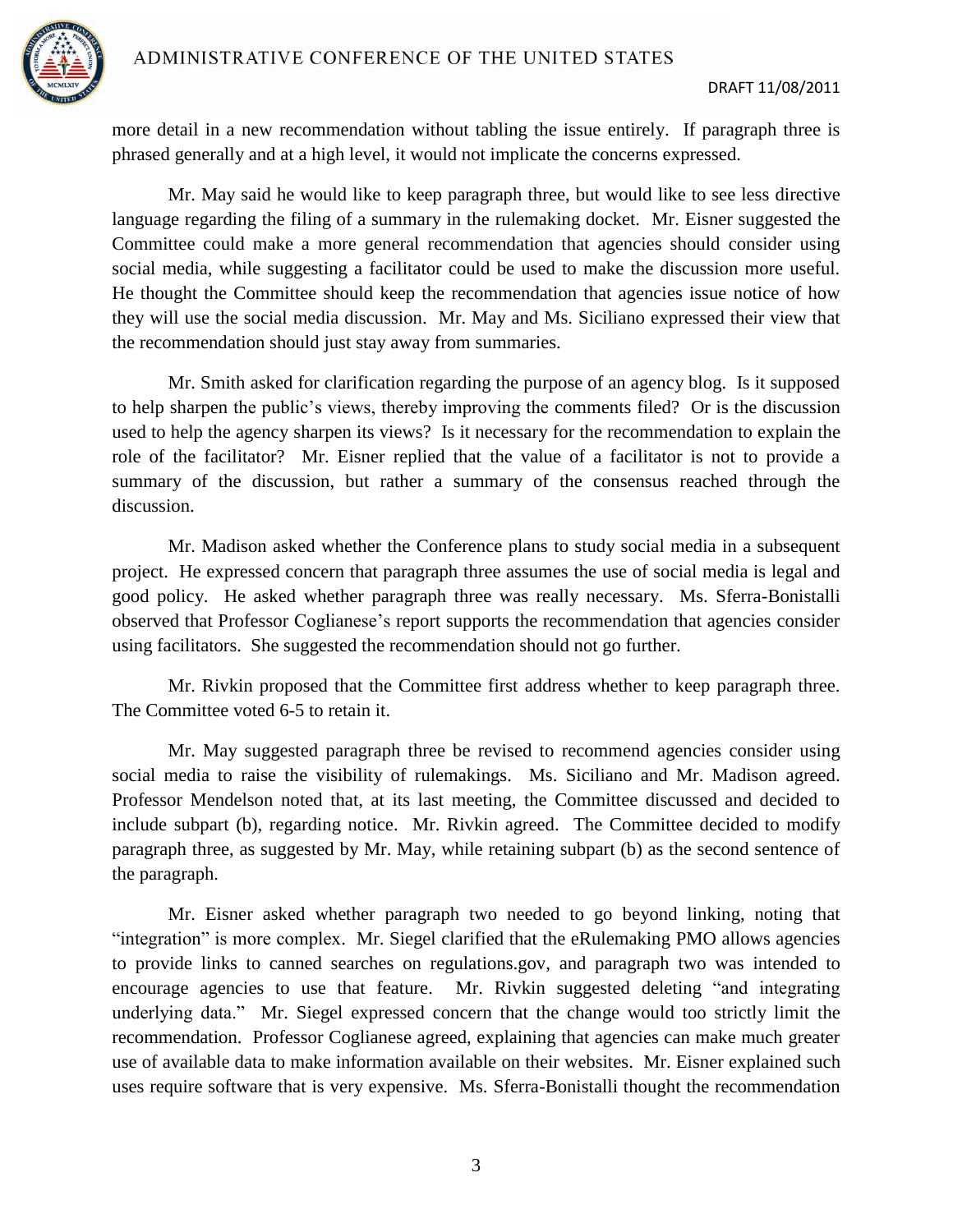more detail in a new recommendation without tabling the issue entirely. If paragraph three is phrased generally and at a high level, it would not implicate the concerns expressed.

Mr. May said he would like to keep paragraph three, but would like to see less directive language regarding the filing of a summary in the rulemaking docket. Mr. Eisner suggested the Committee could make a more general recommendation that agencies should consider using social media, while suggesting a facilitator could be used to make the discussion more useful. He thought the Committee should keep the recommendation that agencies issue notice of how they will use the social media discussion. Mr. May and Ms. Siciliano expressed their view that the recommendation should just stay away from summaries.

Mr. Smith asked for clarification regarding the purpose of an agency blog. Is it supposed to help sharpen the public's views, thereby improving the comments filed? Or is the discussion used to help the agency sharpen its views? Is it necessary for the recommendation to explain the role of the facilitator? Mr. Eisner replied that the value of a facilitator is not to provide a summary of the discussion, but rather a summary of the consensus reached through the discussion.

Mr. Madison asked whether the Conference plans to study social media in a subsequent project. He expressed concern that paragraph three assumes the use of social media is legal and good policy. He asked whether paragraph three was really necessary. Ms. Sferra-Bonistalli observed that Professor Coglianese's report supports the recommendation that agencies consider using facilitators. She suggested the recommendation should not go further.

Mr. Rivkin proposed that the Committee first address whether to keep paragraph three. The Committee voted 6-5 to retain it.

Mr. May suggested paragraph three be revised to recommend agencies consider using social media to raise the visibility of rulemakings. Ms. Siciliano and Mr. Madison agreed. Professor Mendelson noted that, at its last meeting, the Committee discussed and decided to include subpart (b), regarding notice. Mr. Rivkin agreed. The Committee decided to modify paragraph three, as suggested by Mr. May, while retaining subpart (b) as the second sentence of the paragraph.

Mr. Eisner asked whether paragraph two needed to go beyond linking, noting that "integration" is more complex. Mr. Siegel clarified that the eRulemaking PMO allows agencies to provide links to canned searches on regulations.gov, and paragraph two was intended to encourage agencies to use that feature. Mr. Rivkin suggested deleting "and integrating underlying data." Mr. Siegel expressed concern that the change would too strictly limit the recommendation. Professor Coglianese agreed, explaining that agencies can make much greater use of available data to make information available on their websites. Mr. Eisner explained such uses require software that is very expensive. Ms. Sferra-Bonistalli thought the recommendation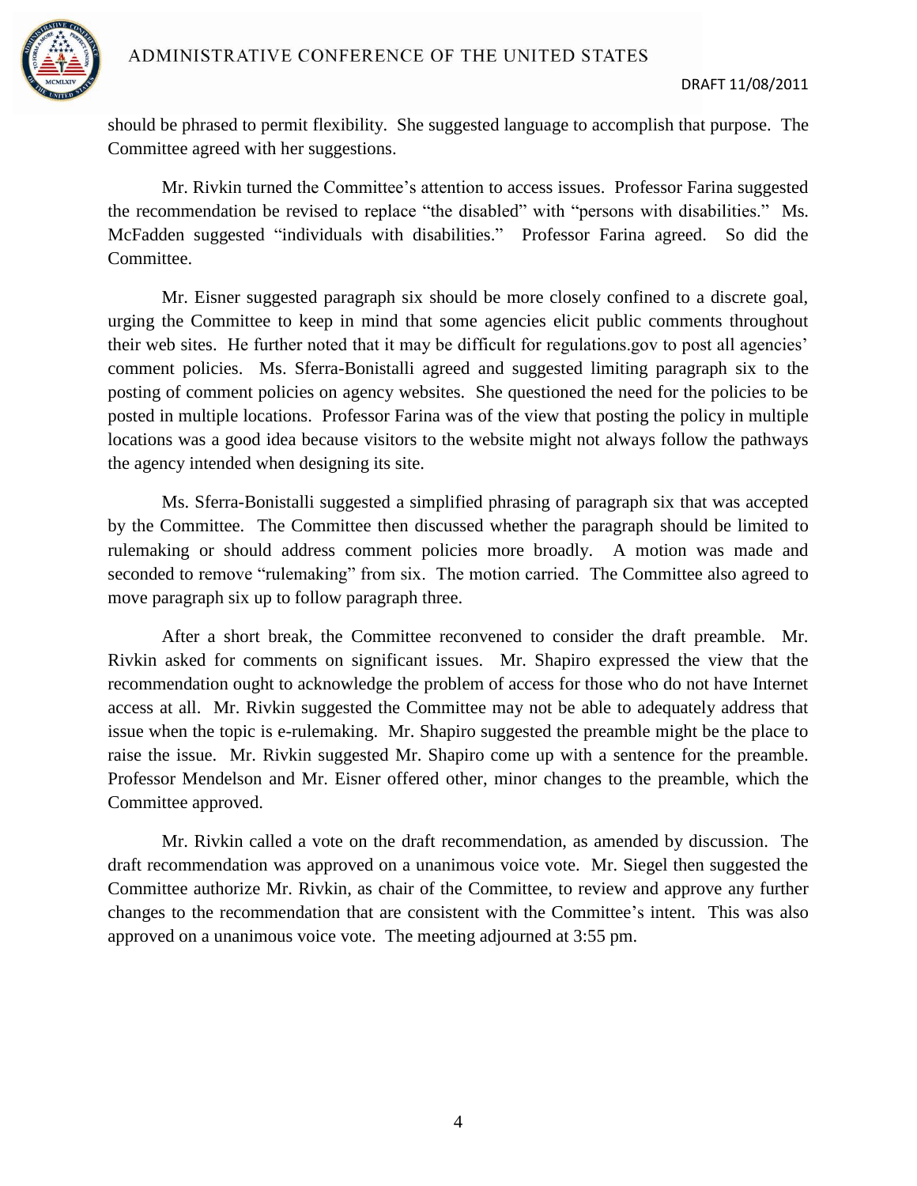should be phrased to permit flexibility. She suggested language to accomplish that purpose. The Committee agreed with her suggestions.

Mr. Rivkin turned the Committee's attention to access issues. Professor Farina suggested the recommendation be revised to replace "the disabled" with "persons with disabilities." Ms. McFadden suggested "individuals with disabilities." Professor Farina agreed. So did the Committee.

Mr. Eisner suggested paragraph six should be more closely confined to a discrete goal, urging the Committee to keep in mind that some agencies elicit public comments throughout their web sites. He further noted that it may be difficult for regulations.gov to post all agencies' comment policies. Ms. Sferra-Bonistalli agreed and suggested limiting paragraph six to the posting of comment policies on agency websites. She questioned the need for the policies to be posted in multiple locations. Professor Farina was of the view that posting the policy in multiple locations was a good idea because visitors to the website might not always follow the pathways the agency intended when designing its site.

Ms. Sferra-Bonistalli suggested a simplified phrasing of paragraph six that was accepted by the Committee. The Committee then discussed whether the paragraph should be limited to rulemaking or should address comment policies more broadly. A motion was made and seconded to remove "rulemaking" from six. The motion carried. The Committee also agreed to move paragraph six up to follow paragraph three.

After a short break, the Committee reconvened to consider the draft preamble. Mr. Rivkin asked for comments on significant issues. Mr. Shapiro expressed the view that the recommendation ought to acknowledge the problem of access for those who do not have Internet access at all. Mr. Rivkin suggested the Committee may not be able to adequately address that issue when the topic is e-rulemaking. Mr. Shapiro suggested the preamble might be the place to raise the issue. Mr. Rivkin suggested Mr. Shapiro come up with a sentence for the preamble. Professor Mendelson and Mr. Eisner offered other, minor changes to the preamble, which the Committee approved.

Mr. Rivkin called a vote on the draft recommendation, as amended by discussion. The draft recommendation was approved on a unanimous voice vote. Mr. Siegel then suggested the Committee authorize Mr. Rivkin, as chair of the Committee, to review and approve any further changes to the recommendation that are consistent with the Committee's intent. This was also approved on a unanimous voice vote. The meeting adjourned at 3:55 pm.